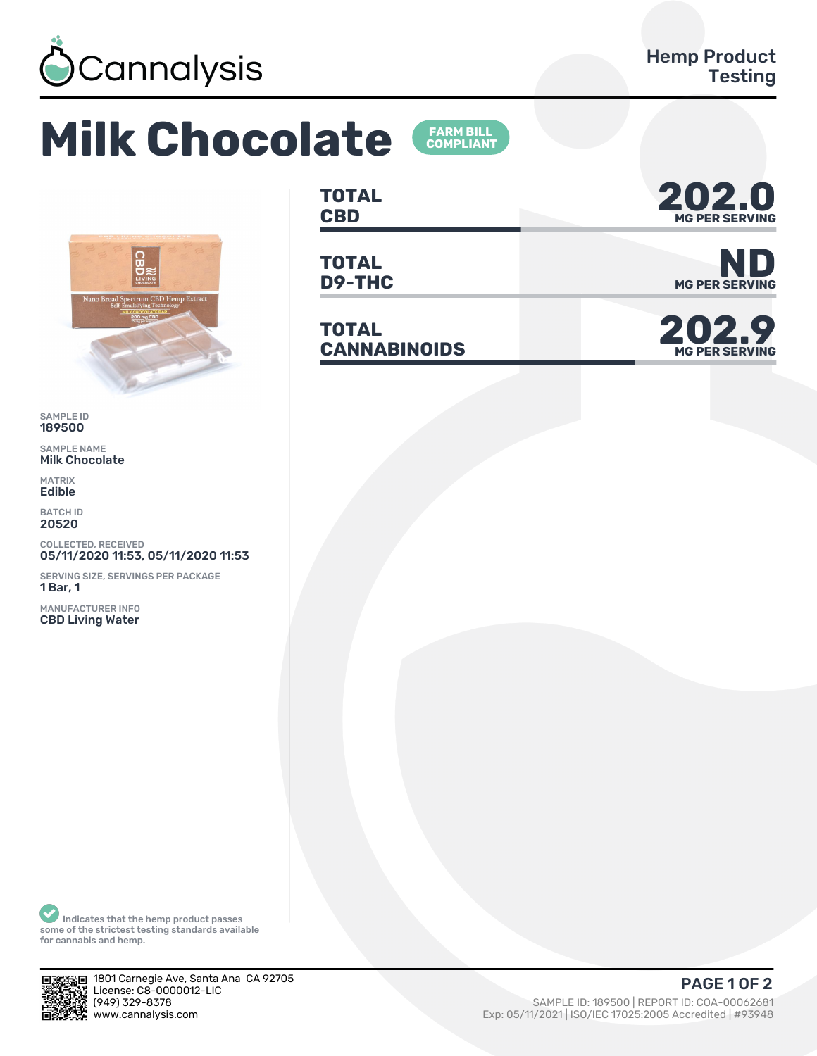Cannalysis

Hemp Product Testing

# Milk Chocolate

FARM BILL COMPLIANT

| | |
|---|---|
| **TOTAL CBD** | **202.0** MG PER SERVING |
| **TOTAL D9-THC** | **ND** MG PER SERVING |
| **TOTAL CANNABINOIDS** | **202.9** MG PER SERVING |

SAMPLE ID
189500

SAMPLE NAME
Milk Chocolate

MATRIX
Edible

BATCH ID
20520

COLLECTED, RECEIVED
05/11/2020 11:53, 05/11/2020 11:53

SERVING SIZE, SERVINGS PER PACKAGE
1 Bar, 1

MANUFACTURER INFO
CBD Living Water

Indicates that the hemp product passes some of the strictest testing standards available for cannabis and hemp.

1801 Carnegie Ave, Santa Ana CA 92705
License: C8-0000012-LIC
(949) 329-8378
www.cannalysis.com

SAMPLE ID: 189500 | REPORT ID: COA-00062681
Exp: 05/11/2021 | ISO/IEC 17025:2005 Accredited | #93948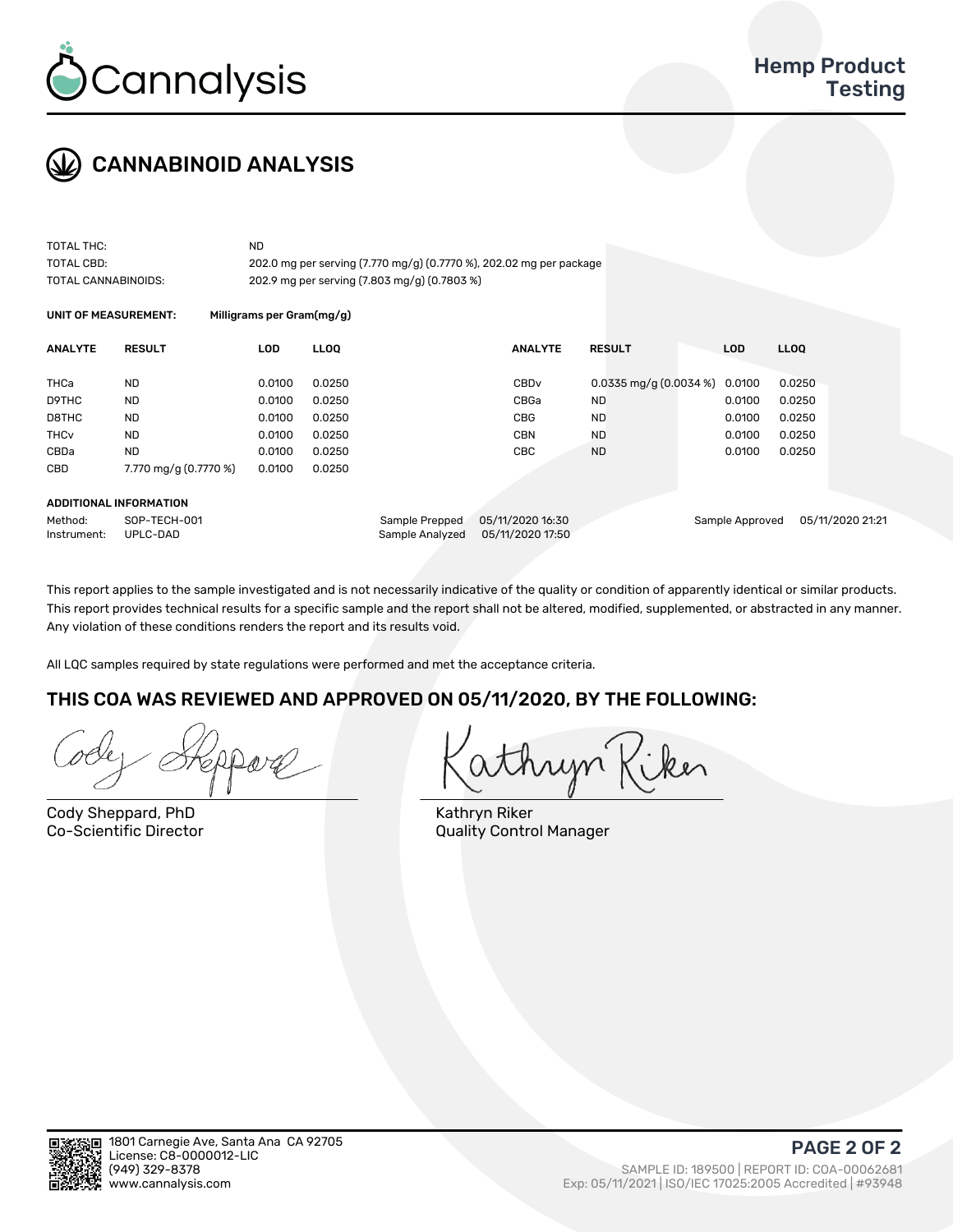Cannalysis

Hemp Product Testing

# CANNABINOID ANALYSIS

| | |
|---|---|
| TOTAL THC: | ND |
| TOTAL CBD: | 202.0 mg per serving (7.770 mg/g) (0.7770 %), 202.02 mg per package |
| TOTAL CANNABINOIDS: | 202.9 mg per serving (7.803 mg/g) (0.7803 %) |

**UNIT OF MEASUREMENT:** Milligrams per Gram(mg/g)

| ANALYTE | RESULT | LOD | LLOQ | ANALYTE | RESULT | LOD | LLOQ |
|---|---|---|---|---|---|---|---|
| THCa | ND | 0.0100 | 0.0250 | CBDv | 0.0335 mg/g (0.0034 %) | 0.0100 | 0.0250 |
| D9THC | ND | 0.0100 | 0.0250 | CBGa | ND | 0.0100 | 0.0250 |
| D8THC | ND | 0.0100 | 0.0250 | CBG | ND | 0.0100 | 0.0250 |
| THCv | ND | 0.0100 | 0.0250 | CBN | ND | 0.0100 | 0.0250 |
| CBDa | ND | 0.0100 | 0.0250 | CBC | ND | 0.0100 | 0.0250 |
| CBD | 7.770 mg/g (0.7770 %) | 0.0100 | 0.0250 | | | | |

**ADDITIONAL INFORMATION**

| | | | | | |
|---|---|---|---|---|---|
| Method: | SOP-TECH-001 | Sample Prepped | 05/11/2020 16:30 | Sample Approved | 05/11/2020 21:21 |
| Instrument: | UPLC-DAD | Sample Analyzed | 05/11/2020 17:50 | | |

This report applies to the sample investigated and is not necessarily indicative of the quality or condition of apparently identical or similar products. This report provides technical results for a specific sample and the report shall not be altered, modified, supplemented, or abstracted in any manner. Any violation of these conditions renders the report and its results void.

All LQC samples required by state regulations were performed and met the acceptance criteria.

## THIS COA WAS REVIEWED AND APPROVED ON 05/11/2020, BY THE FOLLOWING:

Cody Sheppard, PhD
Co-Scientific Director

Kathryn Riker
Quality Control Manager

1801 Carnegie Ave, Santa Ana CA 92705
License: C8-0000012-LIC
(949) 329-8378
www.cannalysis.com

SAMPLE ID: 189500 | REPORT ID: COA-00062681
Exp: 05/11/2021 | ISO/IEC 17025:2005 Accredited | #93948